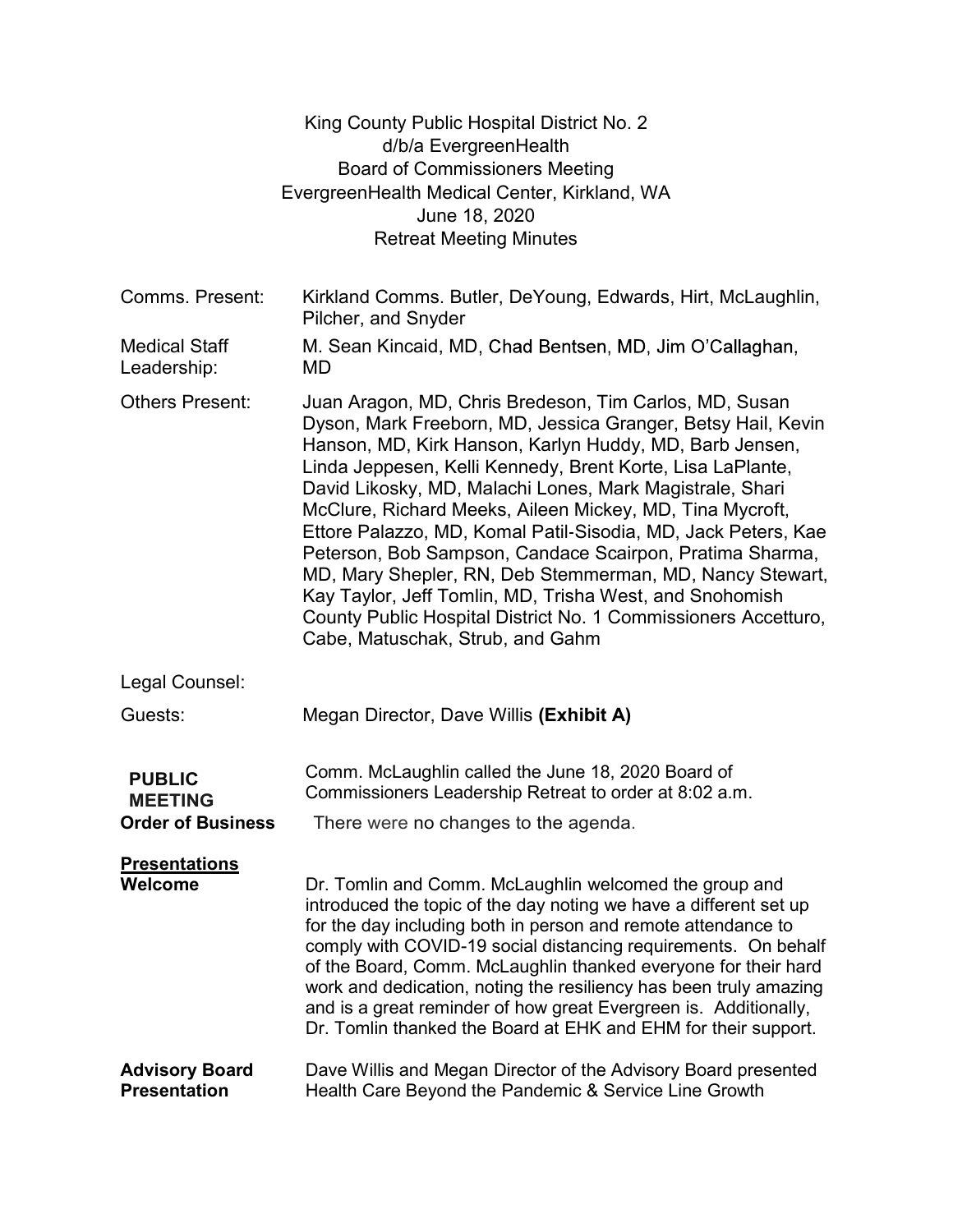King County Public Hospital District No. 2
d/b/a EvergreenHealth
Board of Commissioners Meeting
EvergreenHealth Medical Center, Kirkland, WA
June 18, 2020
Retreat Meeting Minutes

| | |
|---|---|
| Comms. Present: | Kirkland Comms. Butler, DeYoung, Edwards, Hirt, McLaughlin, Pilcher, and Snyder |
| Medical Staff Leadership: | M. Sean Kincaid, MD, Chad Bentsen, MD, Jim O'Callaghan, MD |
| Others Present: | Juan Aragon, MD, Chris Bredeson, Tim Carlos, MD, Susan Dyson, Mark Freeborn, MD, Jessica Granger, Betsy Hail, Kevin Hanson, MD, Kirk Hanson, Karlyn Huddy, MD, Barb Jensen, Linda Jeppesen, Kelli Kennedy, Brent Korte, Lisa LaPlante, David Likosky, MD, Malachi Lones, Mark Magistrale, Shari McClure, Richard Meeks, Aileen Mickey, MD, Tina Mycroft, Ettore Palazzo, MD, Komal Patil-Sisodia, MD, Jack Peters, Kae Peterson, Bob Sampson, Candace Scairpon, Pratima Sharma, MD, Mary Shepler, RN, Deb Stemmerman, MD, Nancy Stewart, Kay Taylor, Jeff Tomlin, MD, Trisha West, and Snohomish County Public Hospital District No. 1 Commissioners Accetturo, Cabe, Matuschak, Strub, and Gahm |
| Legal Counsel: | |
| Guests: | Megan Director, Dave Willis **(Exhibit A)** |

**PUBLIC MEETING**

Comm. McLaughlin called the June 18, 2020 Board of Commissioners Leadership Retreat to order at 8:02 a.m.

**Order of Business**

There were no changes to the agenda.

**<u>Presentations</u>**

**Welcome**

Dr. Tomlin and Comm. McLaughlin welcomed the group and introduced the topic of the day noting we have a different set up for the day including both in person and remote attendance to comply with COVID-19 social distancing requirements. On behalf of the Board, Comm. McLaughlin thanked everyone for their hard work and dedication, noting the resiliency has been truly amazing and is a great reminder of how great Evergreen is. Additionally, Dr. Tomlin thanked the Board at EHK and EHM for their support.

**Advisory Board Presentation**

Dave Willis and Megan Director of the Advisory Board presented Health Care Beyond the Pandemic & Service Line Growth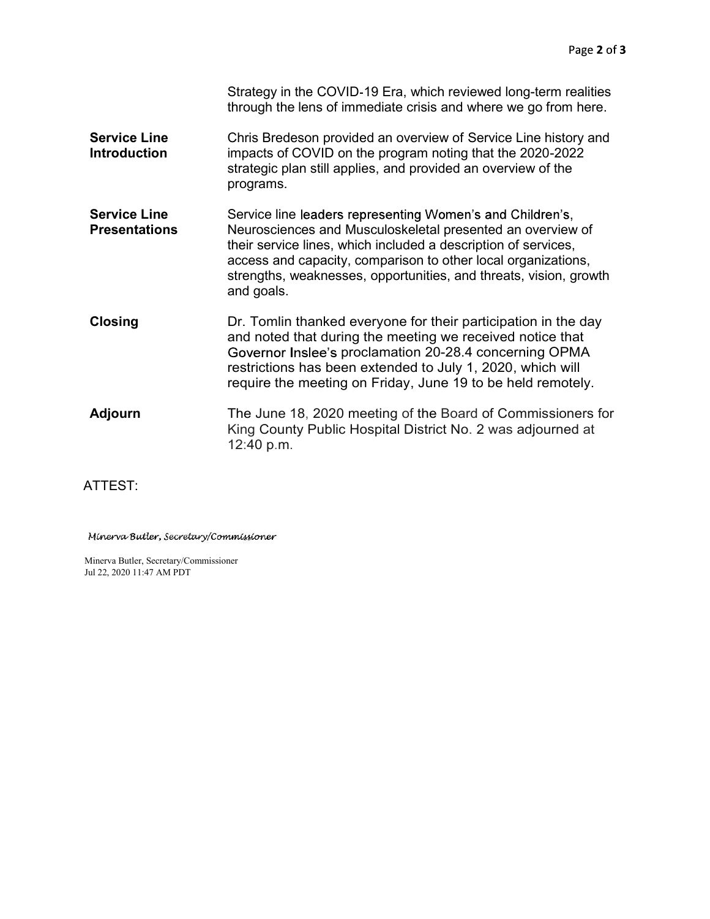Strategy in the COVID-19 Era, which reviewed long-term realities through the lens of immediate crisis and where we go from here.

**Service Line Introduction**

Chris Bredeson provided an overview of Service Line history and impacts of COVID on the program noting that the 2020-2022 strategic plan still applies, and provided an overview of the programs.

**Service Line Presentations**

Service line leaders representing Women's and Children's, Neurosciences and Musculoskeletal presented an overview of their service lines, which included a description of services, access and capacity, comparison to other local organizations, strengths, weaknesses, opportunities, and threats, vision, growth and goals.

**Closing**

Dr. Tomlin thanked everyone for their participation in the day and noted that during the meeting we received notice that Governor Inslee's proclamation 20-28.4 concerning OPMA restrictions has been extended to July 1, 2020, which will require the meeting on Friday, June 19 to be held remotely.

**Adjourn**

The June 18, 2020 meeting of the Board of Commissioners for King County Public Hospital District No. 2 was adjourned at 12:40 p.m.

ATTEST:

*Minerva Butler, Secretary/Commissioner*

Minerva Butler, Secretary/Commissioner
Jul 22, 2020 11:47 AM PDT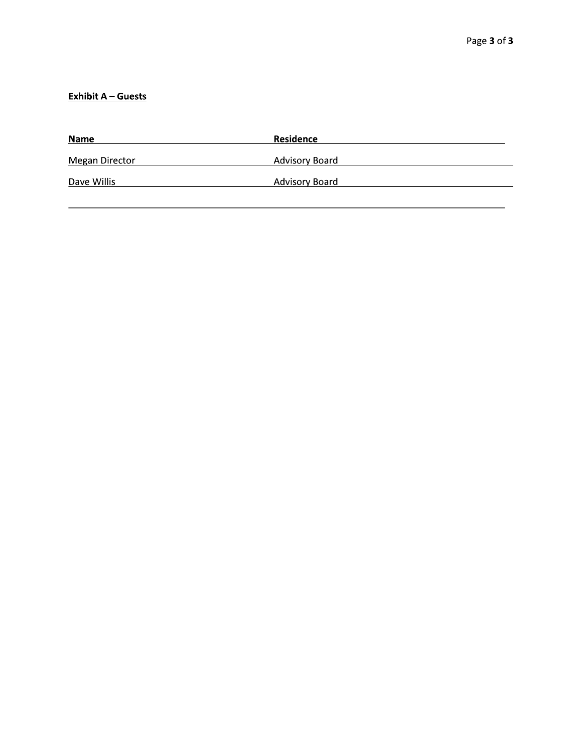**Exhibit A – Guests**

| Name | Residence |
| --- | --- |
| Megan Director | Advisory Board |
| Dave Willis | Advisory Board |